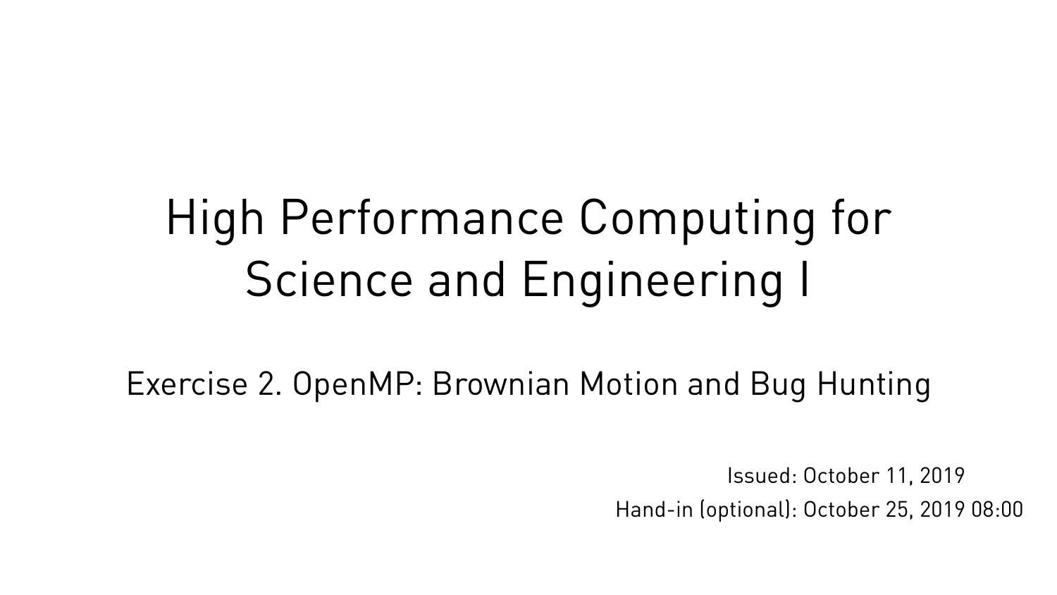# High Performance Computing for Science and Engineering I

## Exercise 2. OpenMP: Brownian Motion and Bug Hunting

Issued: October 11, 2019

Hand-in (optional): October 25, 2019 08:00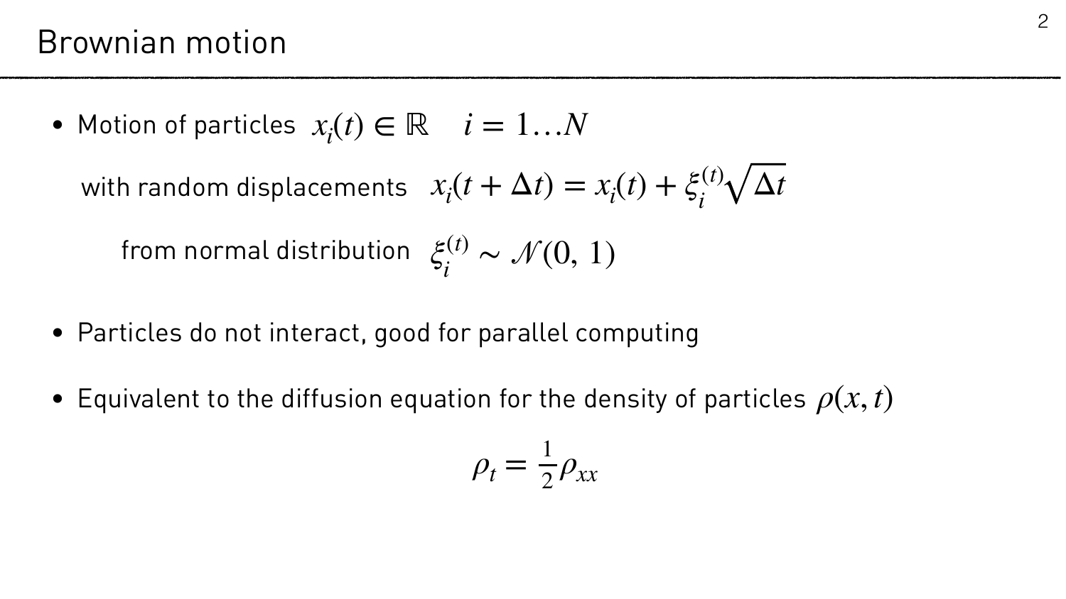# Brownian motion

- Motion of particles $x_i(t) \in \mathbb{R} \quad i = 1 \ldots N$

  with random displacements $x_i(t + \Delta t) = x_i(t) + \xi_i^{(t)} \sqrt{\Delta t}$

  from normal distribution $\xi_i^{(t)} \sim \mathcal{N}(0,\, 1)$

- Particles do not interact, good for parallel computing

- Equivalent to the diffusion equation for the density of particles $\rho(x, t)$

$$\rho_t = \tfrac{1}{2} \rho_{xx}$$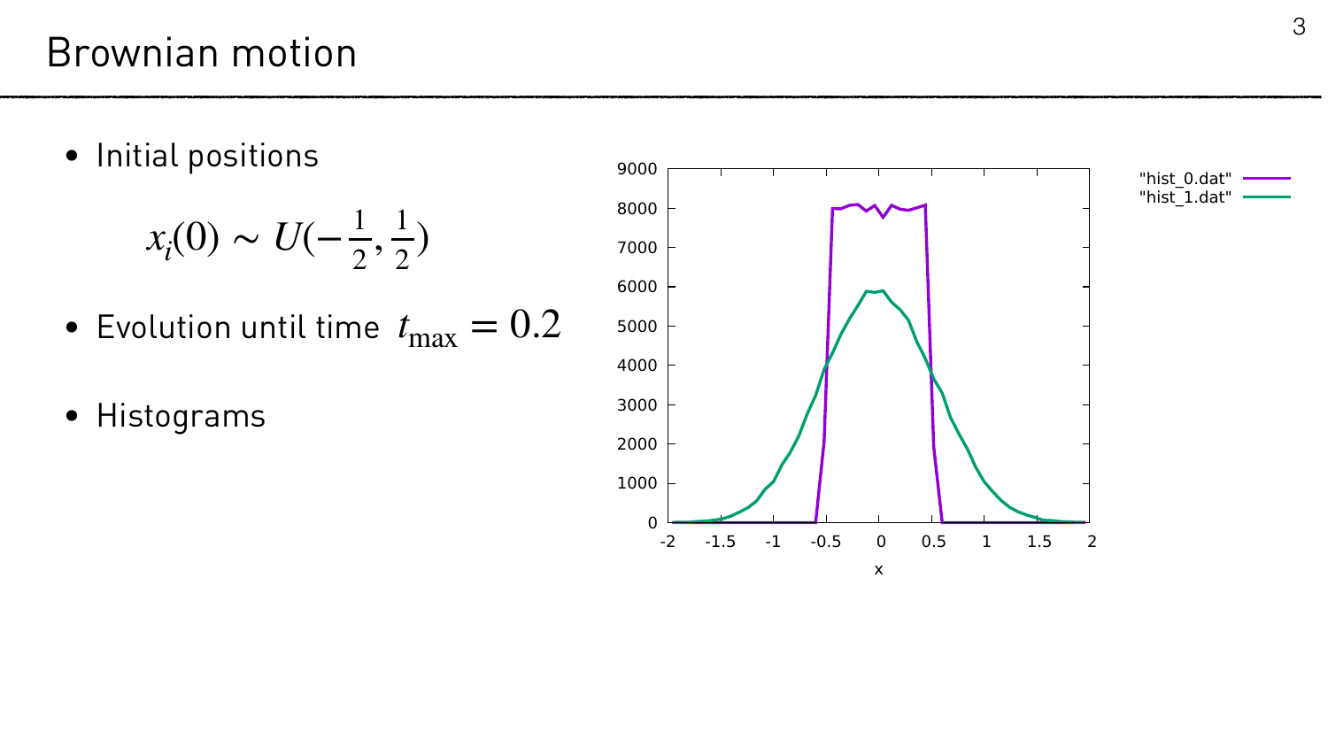# Brownian motion

- Initial positions

$$x_i(0) \sim U(-\tfrac{1}{2}, \tfrac{1}{2})$$

- Evolution until time $t_{\max} = 0.2$

- Histograms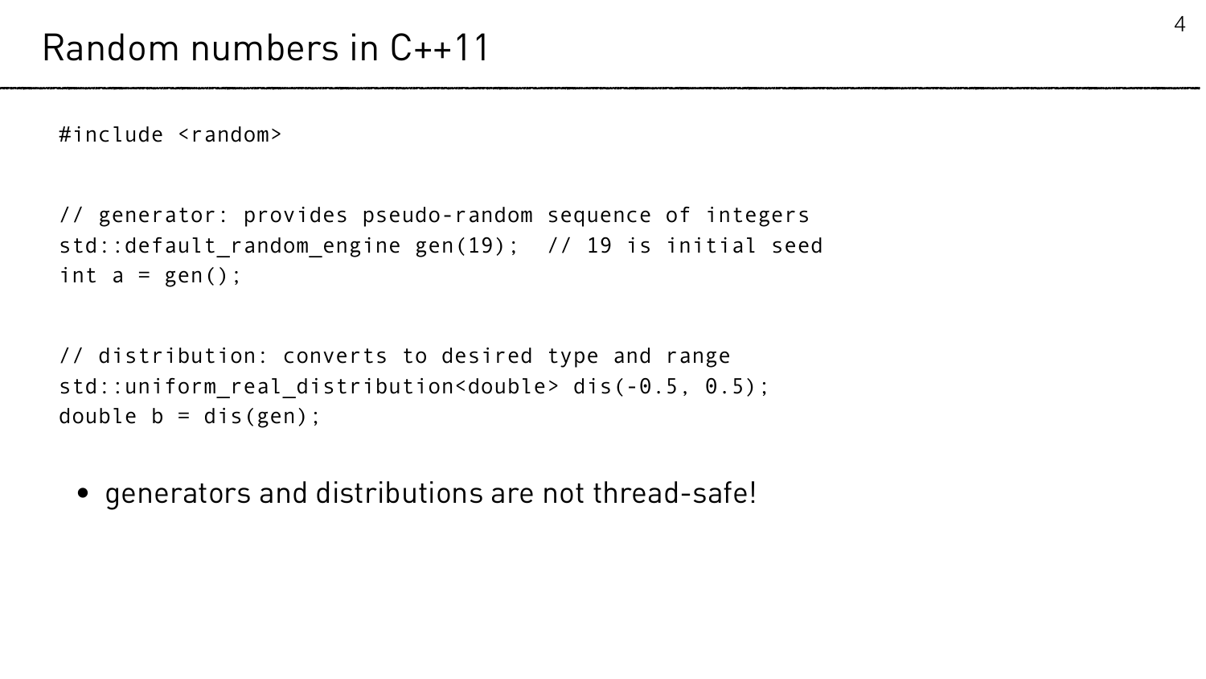# Random numbers in C++11

```
#include <random>


// generator: provides pseudo-random sequence of integers
std::default_random_engine gen(19);  // 19 is initial seed
int a = gen();


// distribution: converts to desired type and range
std::uniform_real_distribution<double> dis(-0.5, 0.5);
double b = dis(gen);
```

- generators and distributions are not thread-safe!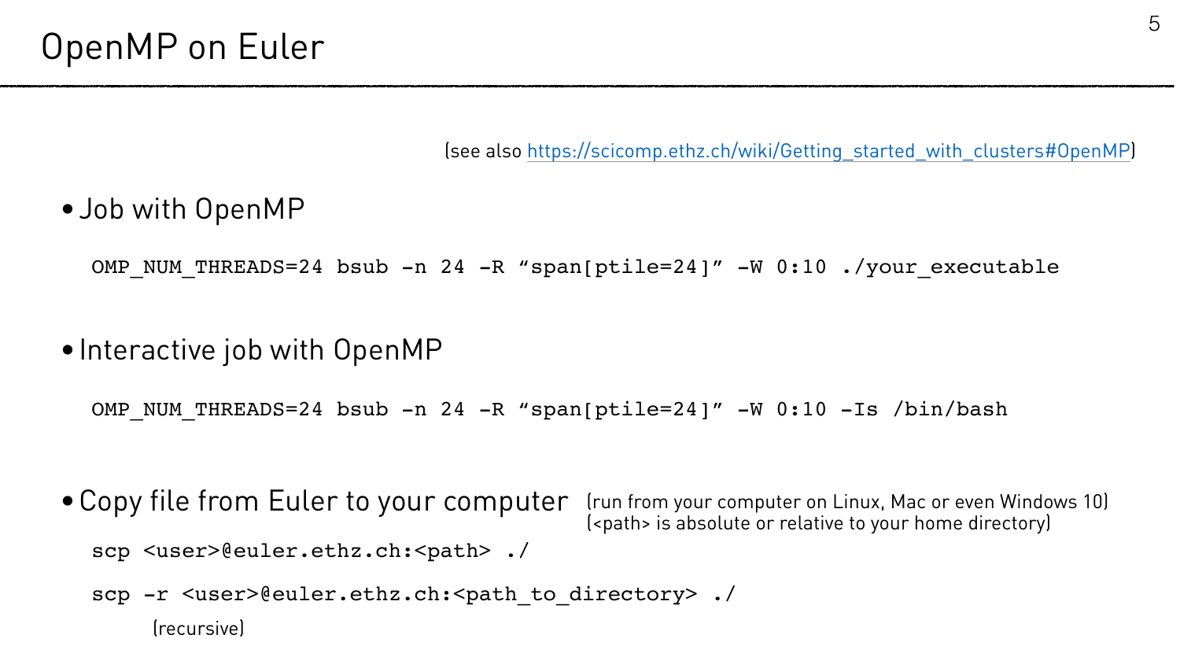# OpenMP on Euler

(see also https://scicomp.ethz.ch/wiki/Getting_started_with_clusters#OpenMP)

- Job with OpenMP

```
OMP_NUM_THREADS=24 bsub -n 24 -R “span[ptile=24]” -W 0:10 ./your_executable
```

- Interactive job with OpenMP

```
OMP_NUM_THREADS=24 bsub -n 24 -R “span[ptile=24]” -W 0:10 -Is /bin/bash
```

- Copy file from Euler to your computer (run from your computer on Linux, Mac or even Windows 10) (<path> is absolute or relative to your home directory)

```
scp <user>@euler.ethz.ch:<path> ./
```

```
scp -r <user>@euler.ethz.ch:<path_to_directory> ./
```

(recursive)